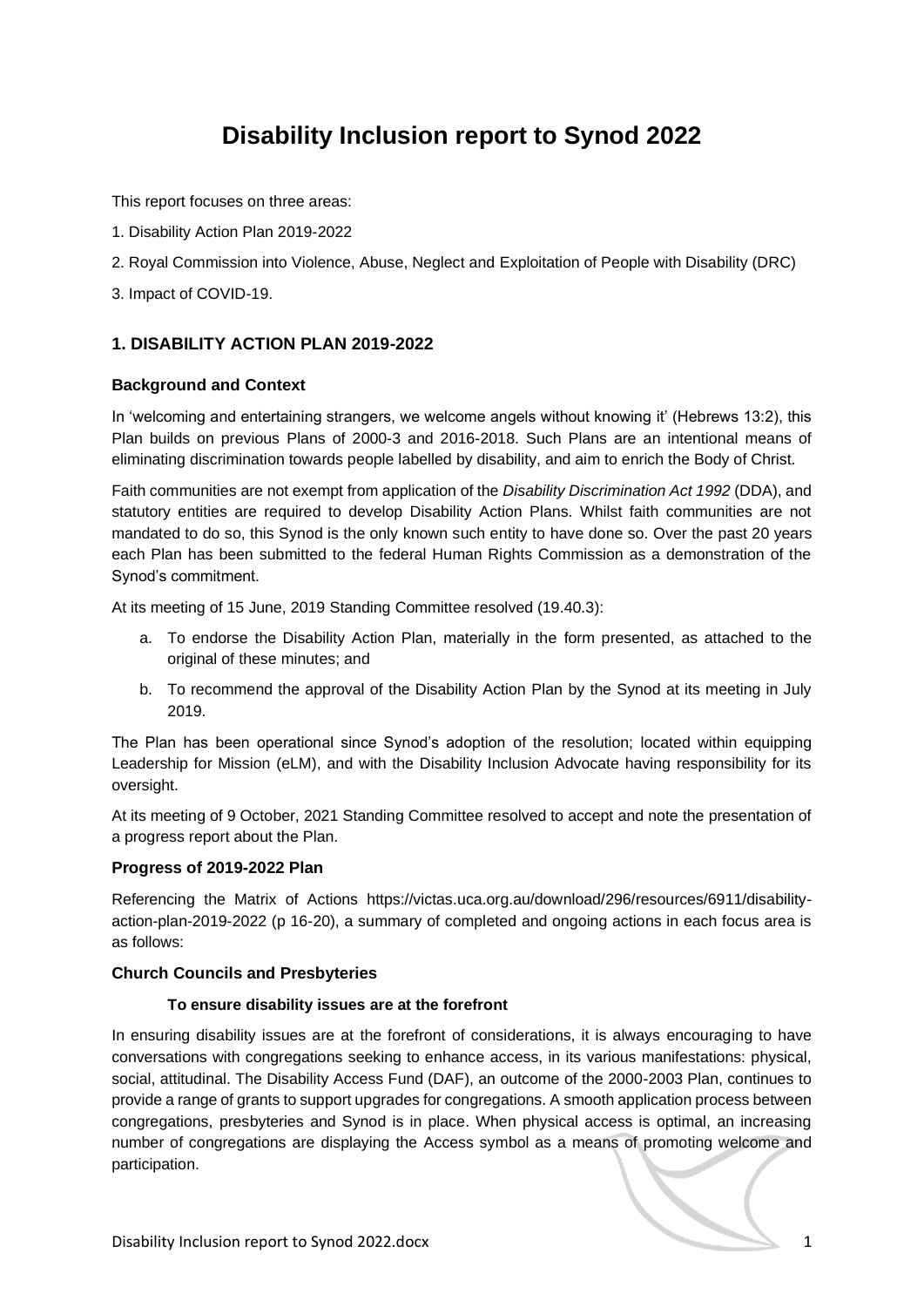# Disability Inclusion report to Synod 2022

This report focuses on three areas:

1. Disability Action Plan 2019-2022
2. Royal Commission into Violence, Abuse, Neglect and Exploitation of People with Disability (DRC)
3. Impact of COVID-19.

## 1. DISABILITY ACTION PLAN 2019-2022

### Background and Context

In 'welcoming and entertaining strangers, we welcome angels without knowing it' (Hebrews 13:2), this Plan builds on previous Plans of 2000-3 and 2016-2018. Such Plans are an intentional means of eliminating discrimination towards people labelled by disability, and aim to enrich the Body of Christ.

Faith communities are not exempt from application of the *Disability Discrimination Act 1992* (DDA), and statutory entities are required to develop Disability Action Plans. Whilst faith communities are not mandated to do so, this Synod is the only known such entity to have done so. Over the past 20 years each Plan has been submitted to the federal Human Rights Commission as a demonstration of the Synod's commitment.

At its meeting of 15 June, 2019 Standing Committee resolved (19.40.3):

a. To endorse the Disability Action Plan, materially in the form presented, as attached to the original of these minutes; and
b. To recommend the approval of the Disability Action Plan by the Synod at its meeting in July 2019.

The Plan has been operational since Synod's adoption of the resolution; located within equipping Leadership for Mission (eLM), and with the Disability Inclusion Advocate having responsibility for its oversight.

At its meeting of 9 October, 2021 Standing Committee resolved to accept and note the presentation of a progress report about the Plan.

### Progress of 2019-2022 Plan

Referencing the Matrix of Actions https://victas.uca.org.au/download/296/resources/6911/disability-action-plan-2019-2022 (p 16-20), a summary of completed and ongoing actions in each focus area is as follows:

### Church Councils and Presbyteries

#### To ensure disability issues are at the forefront

In ensuring disability issues are at the forefront of considerations, it is always encouraging to have conversations with congregations seeking to enhance access, in its various manifestations: physical, social, attitudinal. The Disability Access Fund (DAF), an outcome of the 2000-2003 Plan, continues to provide a range of grants to support upgrades for congregations. A smooth application process between congregations, presbyteries and Synod is in place. When physical access is optimal, an increasing number of congregations are displaying the Access symbol as a means of promoting welcome and participation.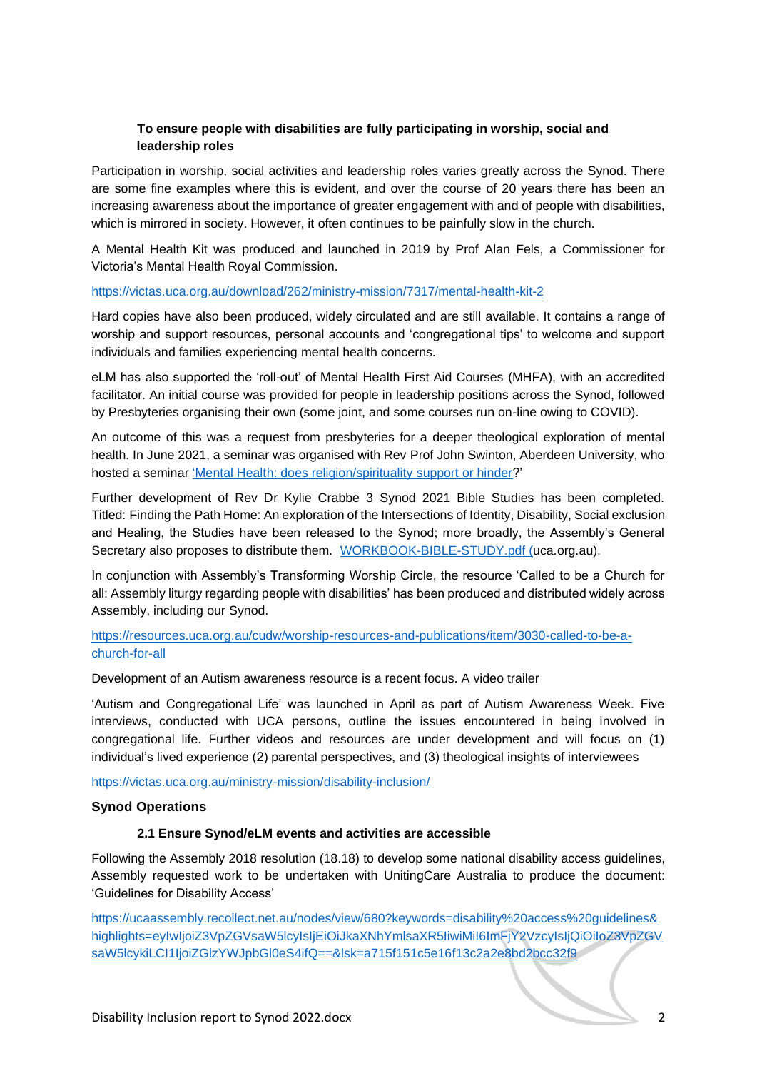**To ensure people with disabilities are fully participating in worship, social and leadership roles**

Participation in worship, social activities and leadership roles varies greatly across the Synod. There are some fine examples where this is evident, and over the course of 20 years there has been an increasing awareness about the importance of greater engagement with and of people with disabilities, which is mirrored in society. However, it often continues to be painfully slow in the church.

A Mental Health Kit was produced and launched in 2019 by Prof Alan Fels, a Commissioner for Victoria's Mental Health Royal Commission.

https://victas.uca.org.au/download/262/ministry-mission/7317/mental-health-kit-2

Hard copies have also been produced, widely circulated and are still available. It contains a range of worship and support resources, personal accounts and 'congregational tips' to welcome and support individuals and families experiencing mental health concerns.

eLM has also supported the 'roll-out' of Mental Health First Aid Courses (MHFA), with an accredited facilitator. An initial course was provided for people in leadership positions across the Synod, followed by Presbyteries organising their own (some joint, and some courses run on-line owing to COVID).

An outcome of this was a request from presbyteries for a deeper theological exploration of mental health. In June 2021, a seminar was organised with Rev Prof John Swinton, Aberdeen University, who hosted a seminar 'Mental Health: does religion/spirituality support or hinder?'

Further development of Rev Dr Kylie Crabbe 3 Synod 2021 Bible Studies has been completed. Titled: Finding the Path Home: An exploration of the Intersections of Identity, Disability, Social exclusion and Healing, the Studies have been released to the Synod; more broadly, the Assembly's General Secretary also proposes to distribute them. WORKBOOK-BIBLE-STUDY.pdf (uca.org.au).

In conjunction with Assembly's Transforming Worship Circle, the resource 'Called to be a Church for all: Assembly liturgy regarding people with disabilities' has been produced and distributed widely across Assembly, including our Synod.

https://resources.uca.org.au/cudw/worship-resources-and-publications/item/3030-called-to-be-a-church-for-all

Development of an Autism awareness resource is a recent focus. A video trailer

'Autism and Congregational Life' was launched in April as part of Autism Awareness Week. Five interviews, conducted with UCA persons, outline the issues encountered in being involved in congregational life. Further videos and resources are under development and will focus on (1) individual's lived experience (2) parental perspectives, and (3) theological insights of interviewees

https://victas.uca.org.au/ministry-mission/disability-inclusion/

**Synod Operations**

**2.1 Ensure Synod/eLM events and activities are accessible**

Following the Assembly 2018 resolution (18.18) to develop some national disability access guidelines, Assembly requested work to be undertaken with UnitingCare Australia to produce the document: 'Guidelines for Disability Access'

https://ucaassembly.recollect.net.au/nodes/view/680?keywords=disability%20access%20guidelines&highlights=eyIwIjoiZ3VpZGVsaW5lcyIsIjEiOiJkaXNhYmlsaXR5IiwiMiI6ImFjY2VzcyIsIjQiOiIoZ3VpZGVsaW5lcykiLCI1IjoiZGlzYWJpbGl0eS4ifQ==&lsk=a715f151c5e16f13c2a2e8bd2bcc32f9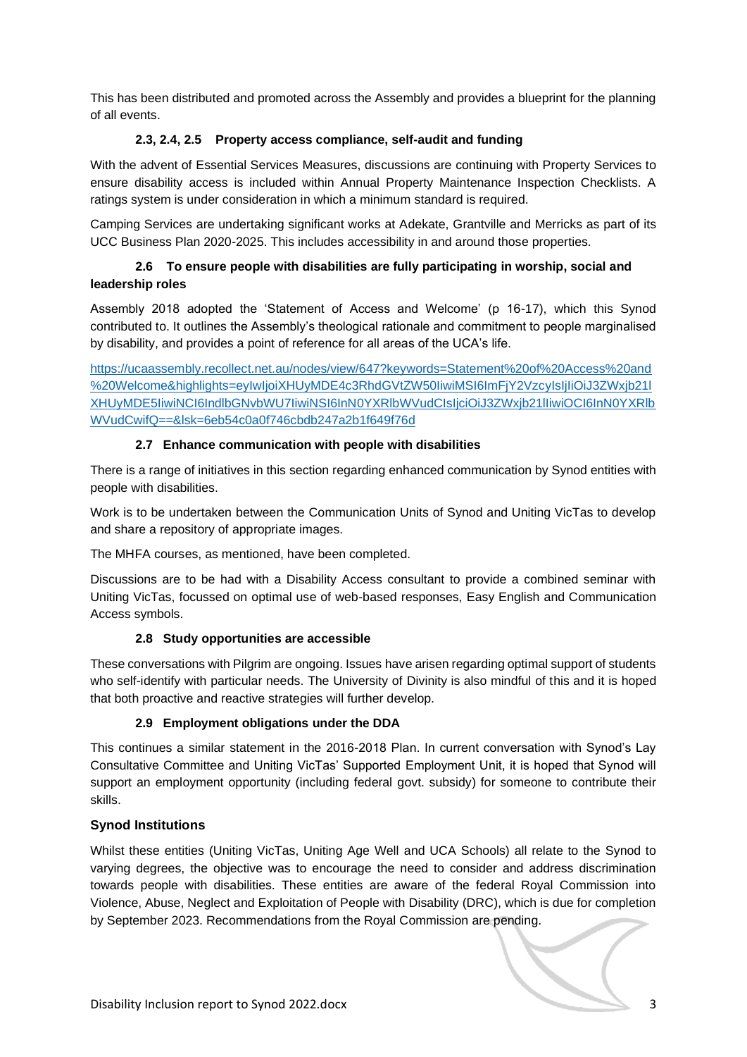This has been distributed and promoted across the Assembly and provides a blueprint for the planning of all events.

### 2.3, 2.4, 2.5 Property access compliance, self-audit and funding

With the advent of Essential Services Measures, discussions are continuing with Property Services to ensure disability access is included within Annual Property Maintenance Inspection Checklists. A ratings system is under consideration in which a minimum standard is required.

Camping Services are undertaking significant works at Adekate, Grantville and Merricks as part of its UCC Business Plan 2020-2025. This includes accessibility in and around those properties.

### 2.6 To ensure people with disabilities are fully participating in worship, social and leadership roles

Assembly 2018 adopted the 'Statement of Access and Welcome' (p 16-17), which this Synod contributed to. It outlines the Assembly's theological rationale and commitment to people marginalised by disability, and provides a point of reference for all areas of the UCA's life.

https://ucaassembly.recollect.net.au/nodes/view/647?keywords=Statement%20of%20Access%20and%20Welcome&highlights=eyIwIjoiXHUyMDE4c3RhdGVtZW50IiwiMSI6ImFjY2VzcyIsIjIiOiJ3ZWxjb21lXHUyMDE5IiwiNCI6IndlbGNvbWU7IiwiNSI6InN0YXRlbWVudCIsIjciOiJ3ZWxjb21lIiwiOCI6InN0YXRlbWVudCwifQ==&lsk=6eb54c0a0f746cbdb247a2b1f649f76d

### 2.7 Enhance communication with people with disabilities

There is a range of initiatives in this section regarding enhanced communication by Synod entities with people with disabilities.

Work is to be undertaken between the Communication Units of Synod and Uniting VicTas to develop and share a repository of appropriate images.

The MHFA courses, as mentioned, have been completed.

Discussions are to be had with a Disability Access consultant to provide a combined seminar with Uniting VicTas, focussed on optimal use of web-based responses, Easy English and Communication Access symbols.

### 2.8 Study opportunities are accessible

These conversations with Pilgrim are ongoing. Issues have arisen regarding optimal support of students who self-identify with particular needs. The University of Divinity is also mindful of this and it is hoped that both proactive and reactive strategies will further develop.

### 2.9 Employment obligations under the DDA

This continues a similar statement in the 2016-2018 Plan. In current conversation with Synod's Lay Consultative Committee and Uniting VicTas' Supported Employment Unit, it is hoped that Synod will support an employment opportunity (including federal govt. subsidy) for someone to contribute their skills.

### Synod Institutions

Whilst these entities (Uniting VicTas, Uniting Age Well and UCA Schools) all relate to the Synod to varying degrees, the objective was to encourage the need to consider and address discrimination towards people with disabilities. These entities are aware of the federal Royal Commission into Violence, Abuse, Neglect and Exploitation of People with Disability (DRC), which is due for completion by September 2023. Recommendations from the Royal Commission are pending.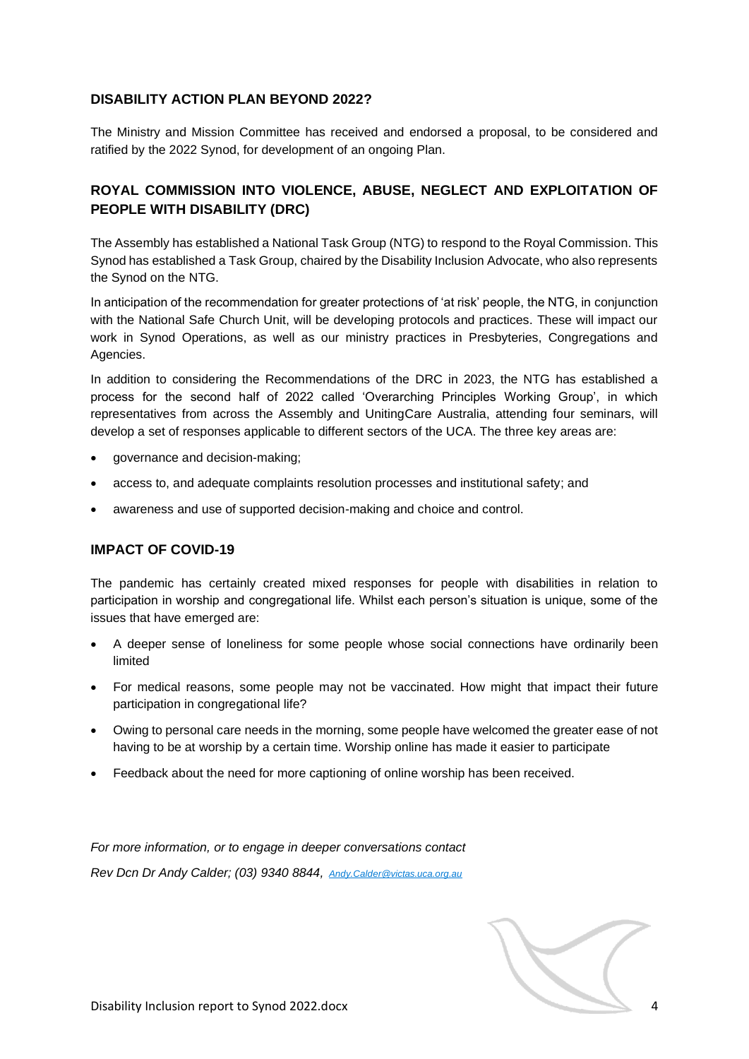## DISABILITY ACTION PLAN BEYOND 2022?

The Ministry and Mission Committee has received and endorsed a proposal, to be considered and ratified by the 2022 Synod, for development of an ongoing Plan.

## ROYAL COMMISSION INTO VIOLENCE, ABUSE, NEGLECT AND EXPLOITATION OF PEOPLE WITH DISABILITY (DRC)

The Assembly has established a National Task Group (NTG) to respond to the Royal Commission. This Synod has established a Task Group, chaired by the Disability Inclusion Advocate, who also represents the Synod on the NTG.

In anticipation of the recommendation for greater protections of 'at risk' people, the NTG, in conjunction with the National Safe Church Unit, will be developing protocols and practices. These will impact our work in Synod Operations, as well as our ministry practices in Presbyteries, Congregations and Agencies.

In addition to considering the Recommendations of the DRC in 2023, the NTG has established a process for the second half of 2022 called 'Overarching Principles Working Group', in which representatives from across the Assembly and UnitingCare Australia, attending four seminars, will develop a set of responses applicable to different sectors of the UCA. The three key areas are:

- governance and decision-making;
- access to, and adequate complaints resolution processes and institutional safety; and
- awareness and use of supported decision-making and choice and control.

## IMPACT OF COVID-19

The pandemic has certainly created mixed responses for people with disabilities in relation to participation in worship and congregational life. Whilst each person's situation is unique, some of the issues that have emerged are:

- A deeper sense of loneliness for some people whose social connections have ordinarily been limited
- For medical reasons, some people may not be vaccinated. How might that impact their future participation in congregational life?
- Owing to personal care needs in the morning, some people have welcomed the greater ease of not having to be at worship by a certain time. Worship online has made it easier to participate
- Feedback about the need for more captioning of online worship has been received.

*For more information, or to engage in deeper conversations contact*

*Rev Dcn Dr Andy Calder; (03) 9340 8844, Andy.Calder@victas.uca.org.au*